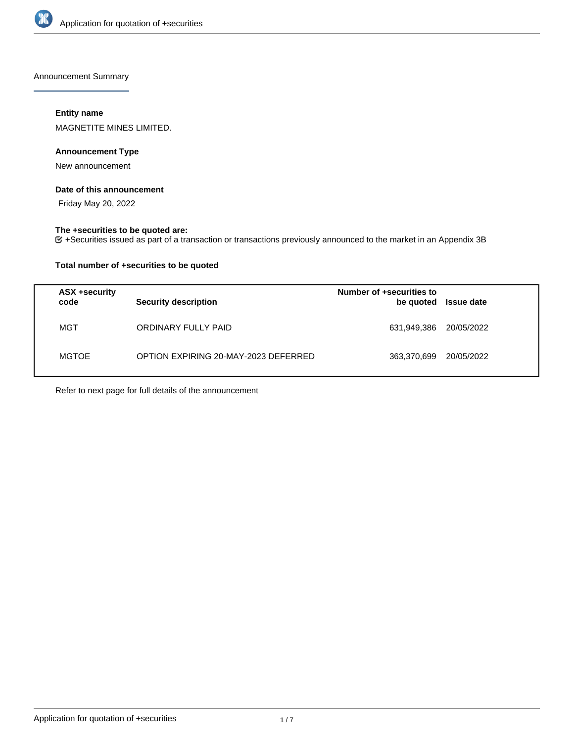Announcement Summary

**Entity name**

MAGNETITE MINES LIMITED.

**Announcement Type**

New announcement

**Date of this announcement**

Friday May 20, 2022

**The +securities to be quoted are:**

☑ +Securities issued as part of a transaction or transactions previously announced to the market in an Appendix 3B

**Total number of +securities to be quoted**

| ASX +security code | Security description | Number of +securities to be quoted | Issue date |
|---|---|---|---|
| MGT | ORDINARY FULLY PAID | 631,949,386 | 20/05/2022 |
| MGTOE | OPTION EXPIRING 20-MAY-2023 DEFERRED | 363,370,699 | 20/05/2022 |

Refer to next page for full details of the announcement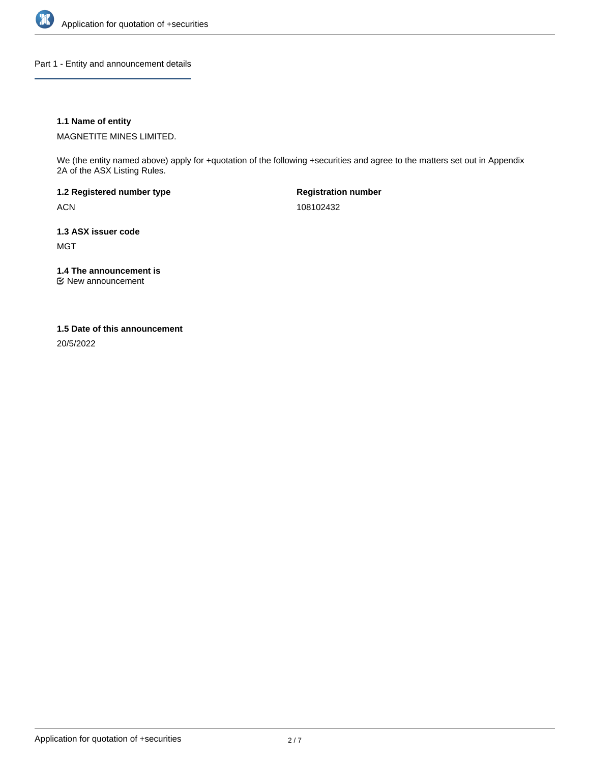## Part 1 - Entity and announcement details

### 1.1 Name of entity

MAGNETITE MINES LIMITED.

We (the entity named above) apply for +quotation of the following +securities and agree to the matters set out in Appendix 2A of the ASX Listing Rules.

**1.2 Registered number type**

ACN

**Registration number**

108102432

### 1.3 ASX issuer code

MGT

### 1.4 The announcement is

☑ New announcement

### 1.5 Date of this announcement

20/5/2022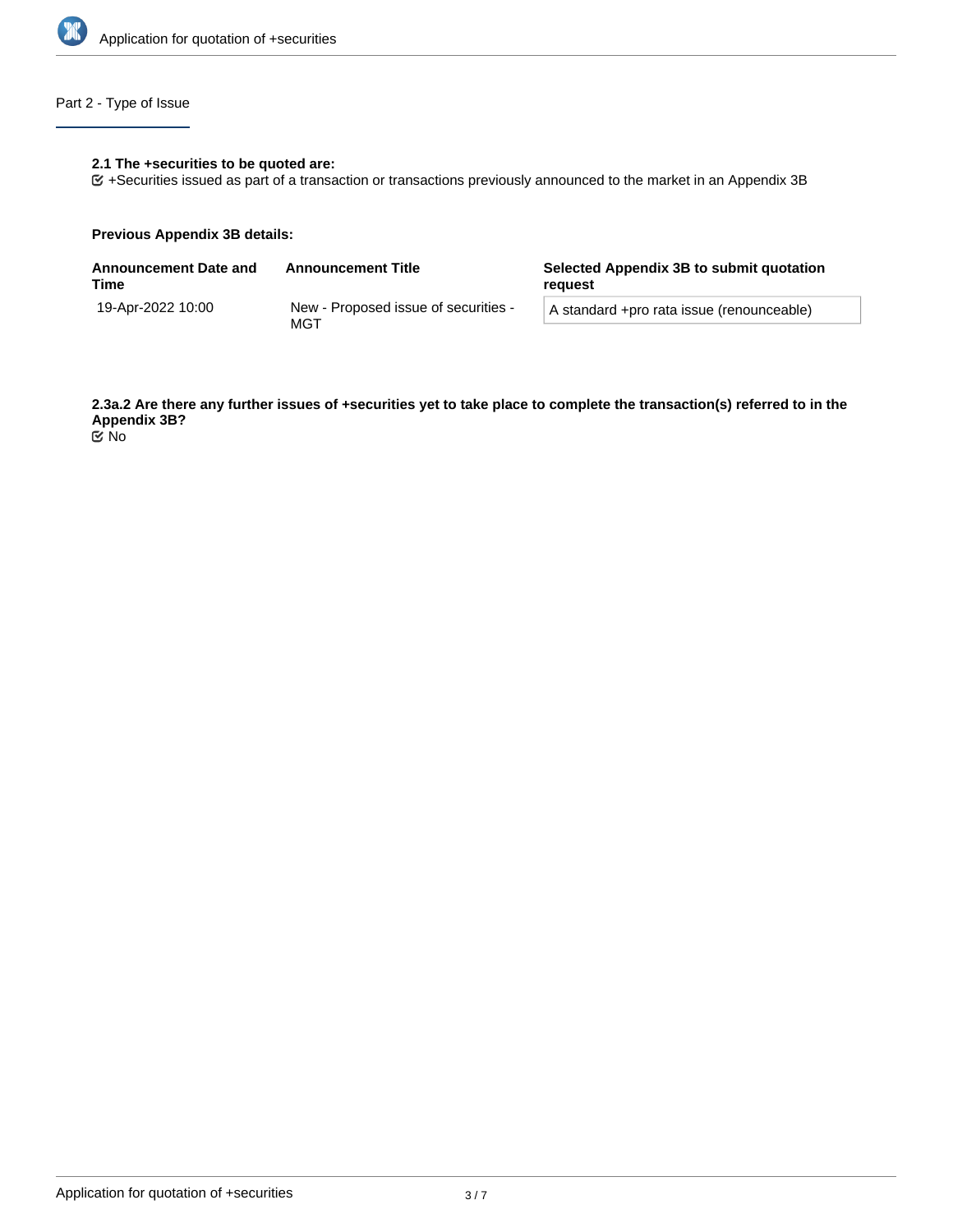## Part 2 - Type of Issue

**2.1 The +securities to be quoted are:**

☑ +Securities issued as part of a transaction or transactions previously announced to the market in an Appendix 3B

**Previous Appendix 3B details:**

| Announcement Date and Time | Announcement Title | Selected Appendix 3B to submit quotation request |
|---|---|---|
| 19-Apr-2022 10:00 | New - Proposed issue of securities - MGT | A standard +pro rata issue (renounceable) |

**2.3a.2 Are there any further issues of +securities yet to take place to complete the transaction(s) referred to in the Appendix 3B?**

☑ No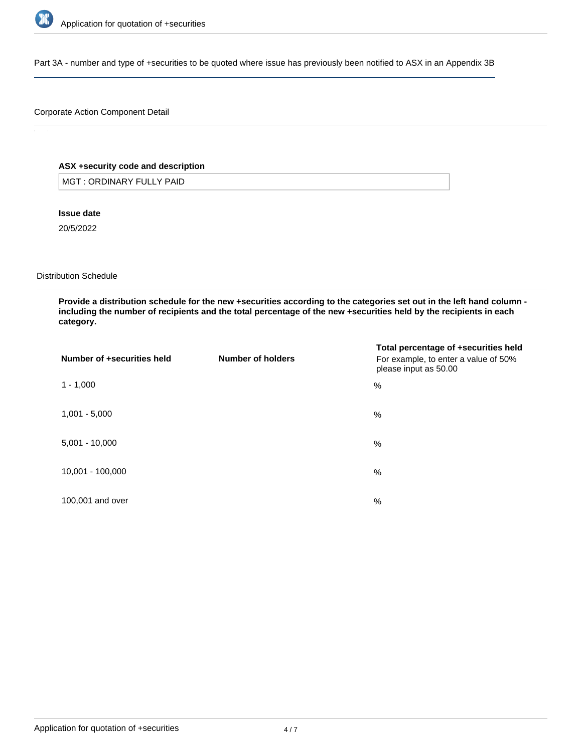Part 3A - number and type of +securities to be quoted where issue has previously been notified to ASX in an Appendix 3B

Corporate Action Component Detail

**ASX +security code and description**

MGT : ORDINARY FULLY PAID

**Issue date**

20/5/2022

Distribution Schedule

**Provide a distribution schedule for the new +securities according to the categories set out in the left hand column - including the number of recipients and the total percentage of the new +securities held by the recipients in each category.**

| Number of +securities held | Number of holders | Total percentage of +securities held For example, to enter a value of 50% please input as 50.00 |
| --- | --- | --- |
| 1 - 1,000 | | % |
| 1,001 - 5,000 | | % |
| 5,001 - 10,000 | | % |
| 10,001 - 100,000 | | % |
| 100,001 and over | | % |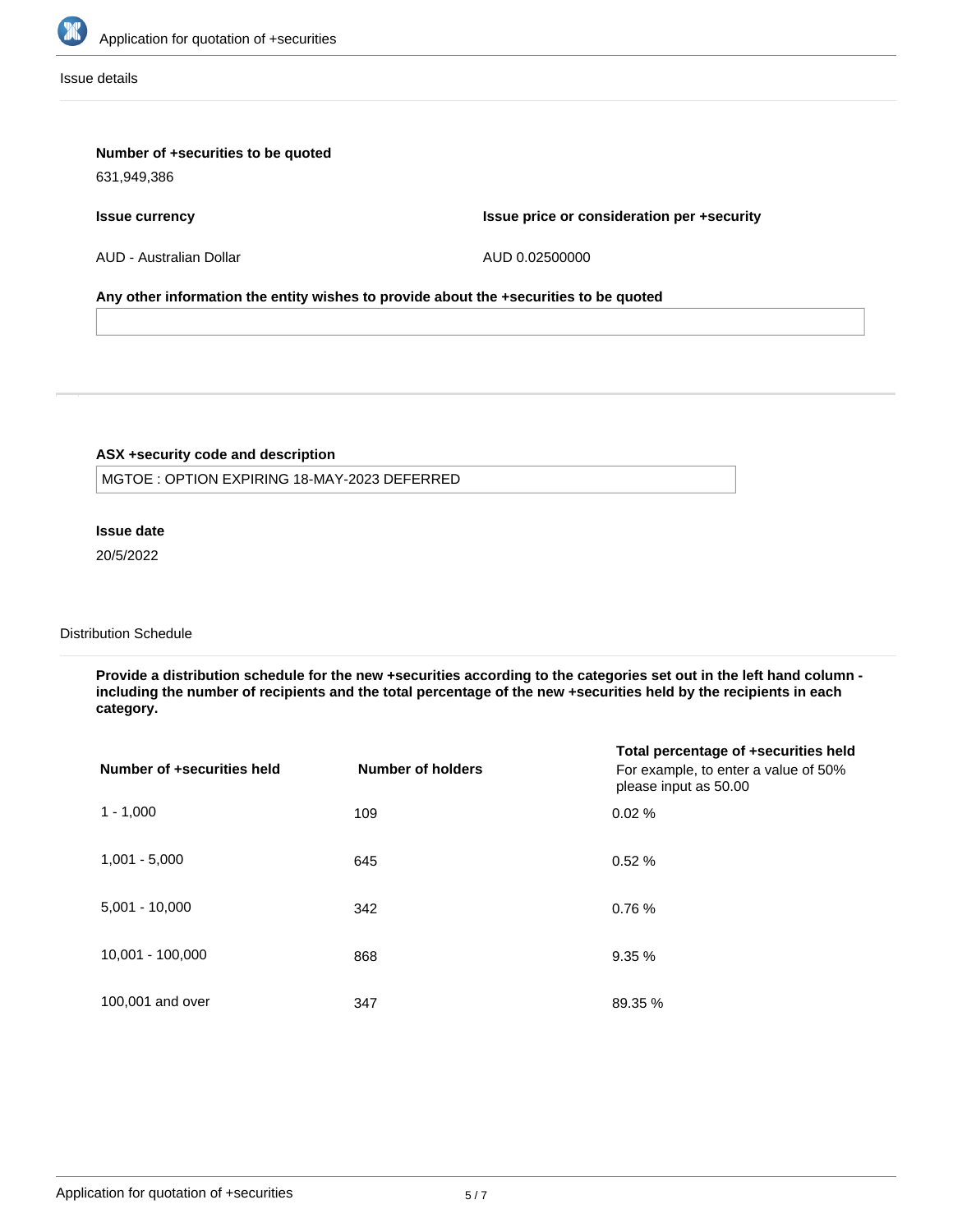### Issue details

**Number of +securities to be quoted**

631,949,386

| **Issue currency** | **Issue price or consideration per +security** |
|---|---|
| AUD - Australian Dollar | AUD 0.02500000 |

**Any other information the entity wishes to provide about the +securities to be quoted**

---

**ASX +security code and description**

MGTOE : OPTION EXPIRING 18-MAY-2023 DEFERRED

**Issue date**

20/5/2022

### Distribution Schedule

**Provide a distribution schedule for the new +securities according to the categories set out in the left hand column - including the number of recipients and the total percentage of the new +securities held by the recipients in each category.**

| **Number of +securities held** | **Number of holders** | **Total percentage of +securities held** For example, to enter a value of 50% please input as 50.00 |
|---|---|---|
| 1 - 1,000 | 109 | 0.02 % |
| 1,001 - 5,000 | 645 | 0.52 % |
| 5,001 - 10,000 | 342 | 0.76 % |
| 10,001 - 100,000 | 868 | 9.35 % |
| 100,001 and over | 347 | 89.35 % |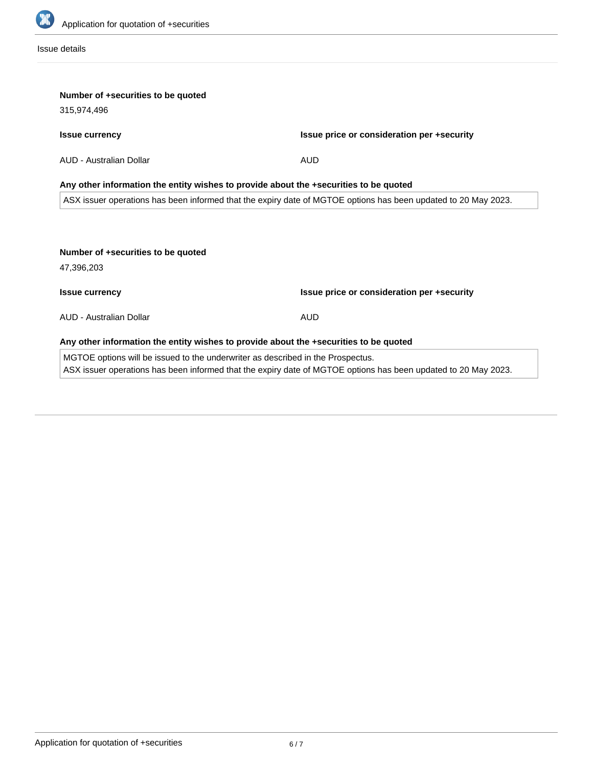Issue details

**Number of +securities to be quoted**

315,974,496

| **Issue currency** | **Issue price or consideration per +security** |
| --- | --- |
| AUD - Australian Dollar | AUD |

**Any other information the entity wishes to provide about the +securities to be quoted**

ASX issuer operations has been informed that the expiry date of MGTOE options has been updated to 20 May 2023.

**Number of +securities to be quoted**

47,396,203

| **Issue currency** | **Issue price or consideration per +security** |
| --- | --- |
| AUD - Australian Dollar | AUD |

**Any other information the entity wishes to provide about the +securities to be quoted**

MGTOE options will be issued to the underwriter as described in the Prospectus.
ASX issuer operations has been informed that the expiry date of MGTOE options has been updated to 20 May 2023.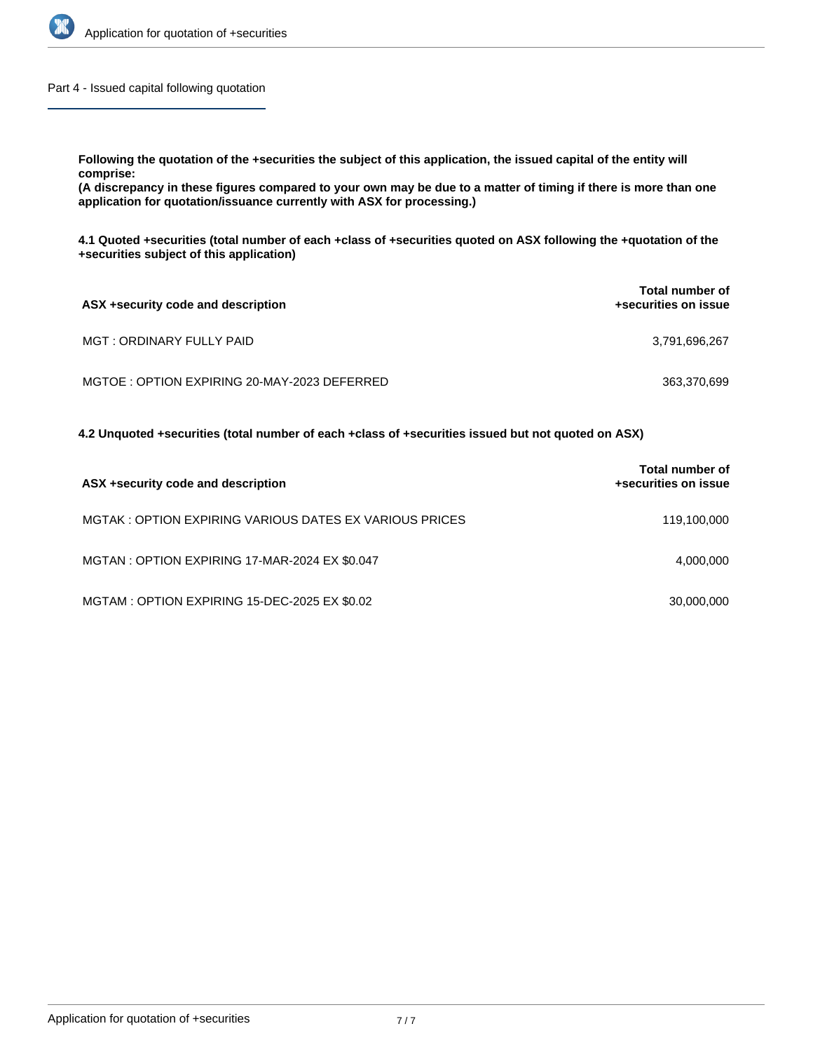## Part 4 - Issued capital following quotation

**Following the quotation of the +securities the subject of this application, the issued capital of the entity will comprise:**
**(A discrepancy in these figures compared to your own may be due to a matter of timing if there is more than one application for quotation/issuance currently with ASX for processing.)**

**4.1 Quoted +securities (total number of each +class of +securities quoted on ASX following the +quotation of the +securities subject of this application)**

| ASX +security code and description | Total number of +securities on issue |
|---|---|
| MGT : ORDINARY FULLY PAID | 3,791,696,267 |
| MGTOE : OPTION EXPIRING 20-MAY-2023 DEFERRED | 363,370,699 |

**4.2 Unquoted +securities (total number of each +class of +securities issued but not quoted on ASX)**

| ASX +security code and description | Total number of +securities on issue |
|---|---|
| MGTAK : OPTION EXPIRING VARIOUS DATES EX VARIOUS PRICES | 119,100,000 |
| MGTAN : OPTION EXPIRING 17-MAR-2024 EX $0.047 | 4,000,000 |
| MGTAM : OPTION EXPIRING 15-DEC-2025 EX $0.02 | 30,000,000 |